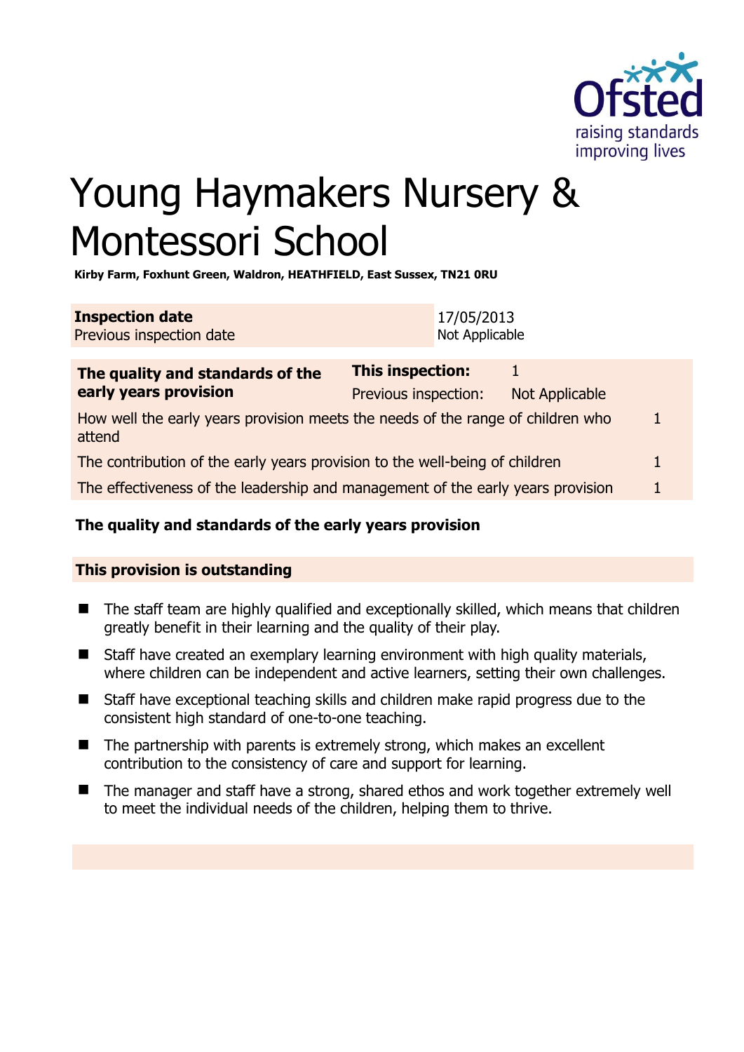# Young Haymakers Nursery & Montessori School

**Kirby Farm, Foxhunt Green, Waldron, HEATHFIELD, East Sussex, TN21 0RU**

| | |
|---|---|
| **Inspection date** | 17/05/2013 |
| Previous inspection date | Not Applicable |

| **The quality and standards of the early years provision** | **This inspection:** | 1 |
|---|---|---|
| | Previous inspection: | Not Applicable |
| How well the early years provision meets the needs of the range of children who attend | | 1 |
| The contribution of the early years provision to the well-being of children | | 1 |
| The effectiveness of the leadership and management of the early years provision | | 1 |

**The quality and standards of the early years provision**

**This provision is outstanding**

- The staff team are highly qualified and exceptionally skilled, which means that children greatly benefit in their learning and the quality of their play.
- Staff have created an exemplary learning environment with high quality materials, where children can be independent and active learners, setting their own challenges.
- Staff have exceptional teaching skills and children make rapid progress due to the consistent high standard of one-to-one teaching.
- The partnership with parents is extremely strong, which makes an excellent contribution to the consistency of care and support for learning.
- The manager and staff have a strong, shared ethos and work together extremely well to meet the individual needs of the children, helping them to thrive.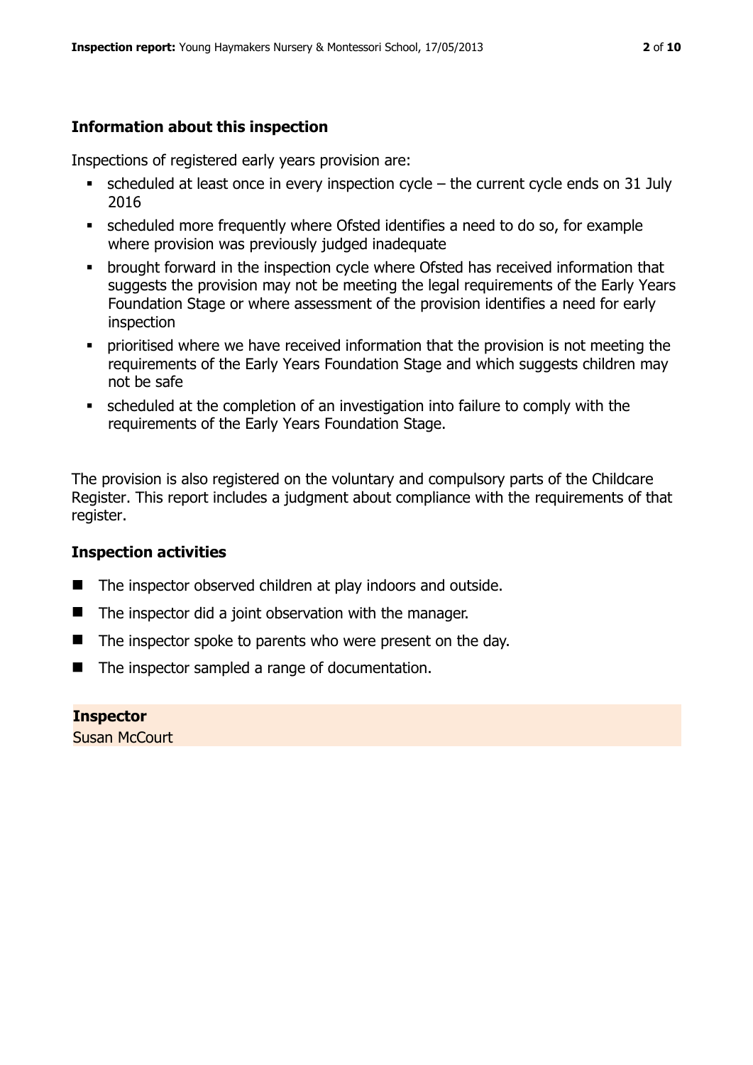## Information about this inspection

Inspections of registered early years provision are:

- scheduled at least once in every inspection cycle – the current cycle ends on 31 July 2016
- scheduled more frequently where Ofsted identifies a need to do so, for example where provision was previously judged inadequate
- brought forward in the inspection cycle where Ofsted has received information that suggests the provision may not be meeting the legal requirements of the Early Years Foundation Stage or where assessment of the provision identifies a need for early inspection
- prioritised where we have received information that the provision is not meeting the requirements of the Early Years Foundation Stage and which suggests children may not be safe
- scheduled at the completion of an investigation into failure to comply with the requirements of the Early Years Foundation Stage.

The provision is also registered on the voluntary and compulsory parts of the Childcare Register. This report includes a judgment about compliance with the requirements of that register.

## Inspection activities

- The inspector observed children at play indoors and outside.
- The inspector did a joint observation with the manager.
- The inspector spoke to parents who were present on the day.
- The inspector sampled a range of documentation.

**Inspector**

Susan McCourt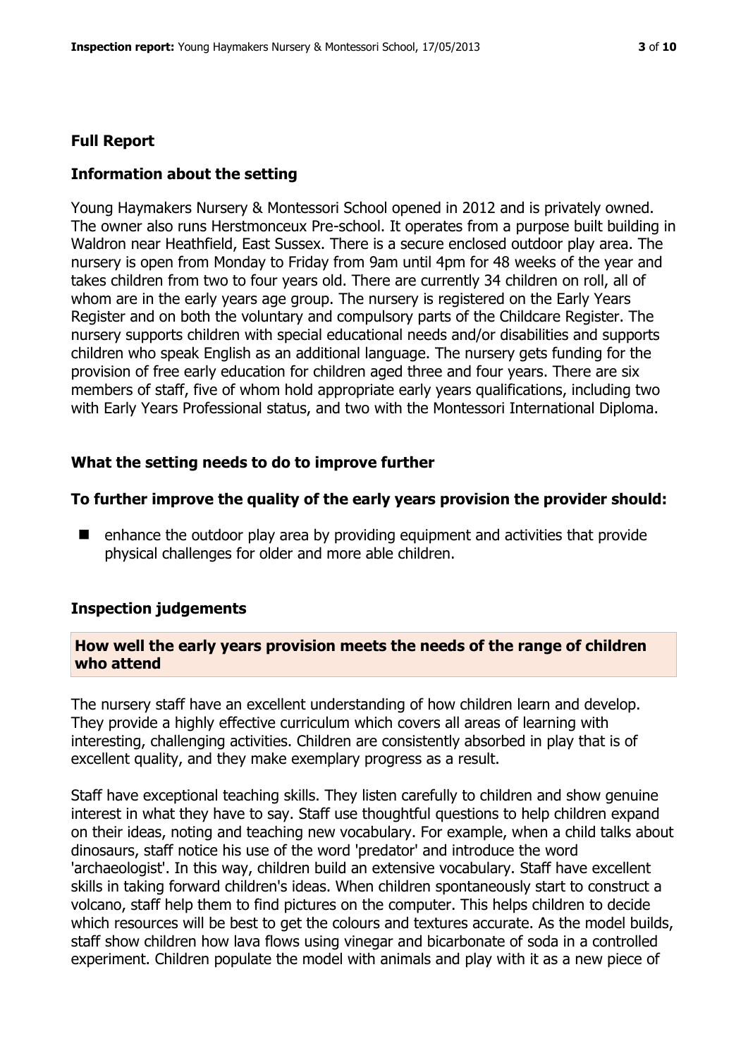## Full Report

### Information about the setting

Young Haymakers Nursery & Montessori School opened in 2012 and is privately owned. The owner also runs Herstmonceux Pre-school. It operates from a purpose built building in Waldron near Heathfield, East Sussex. There is a secure enclosed outdoor play area. The nursery is open from Monday to Friday from 9am until 4pm for 48 weeks of the year and takes children from two to four years old. There are currently 34 children on roll, all of whom are in the early years age group. The nursery is registered on the Early Years Register and on both the voluntary and compulsory parts of the Childcare Register. The nursery supports children with special educational needs and/or disabilities and supports children who speak English as an additional language. The nursery gets funding for the provision of free early education for children aged three and four years. There are six members of staff, five of whom hold appropriate early years qualifications, including two with Early Years Professional status, and two with the Montessori International Diploma.

### What the setting needs to do to improve further

### To further improve the quality of the early years provision the provider should:

- enhance the outdoor play area by providing equipment and activities that provide physical challenges for older and more able children.

### Inspection judgements

### How well the early years provision meets the needs of the range of children who attend

The nursery staff have an excellent understanding of how children learn and develop. They provide a highly effective curriculum which covers all areas of learning with interesting, challenging activities. Children are consistently absorbed in play that is of excellent quality, and they make exemplary progress as a result.

Staff have exceptional teaching skills. They listen carefully to children and show genuine interest in what they have to say. Staff use thoughtful questions to help children expand on their ideas, noting and teaching new vocabulary. For example, when a child talks about dinosaurs, staff notice his use of the word 'predator' and introduce the word 'archaeologist'. In this way, children build an extensive vocabulary. Staff have excellent skills in taking forward children's ideas. When children spontaneously start to construct a volcano, staff help them to find pictures on the computer. This helps children to decide which resources will be best to get the colours and textures accurate. As the model builds, staff show children how lava flows using vinegar and bicarbonate of soda in a controlled experiment. Children populate the model with animals and play with it as a new piece of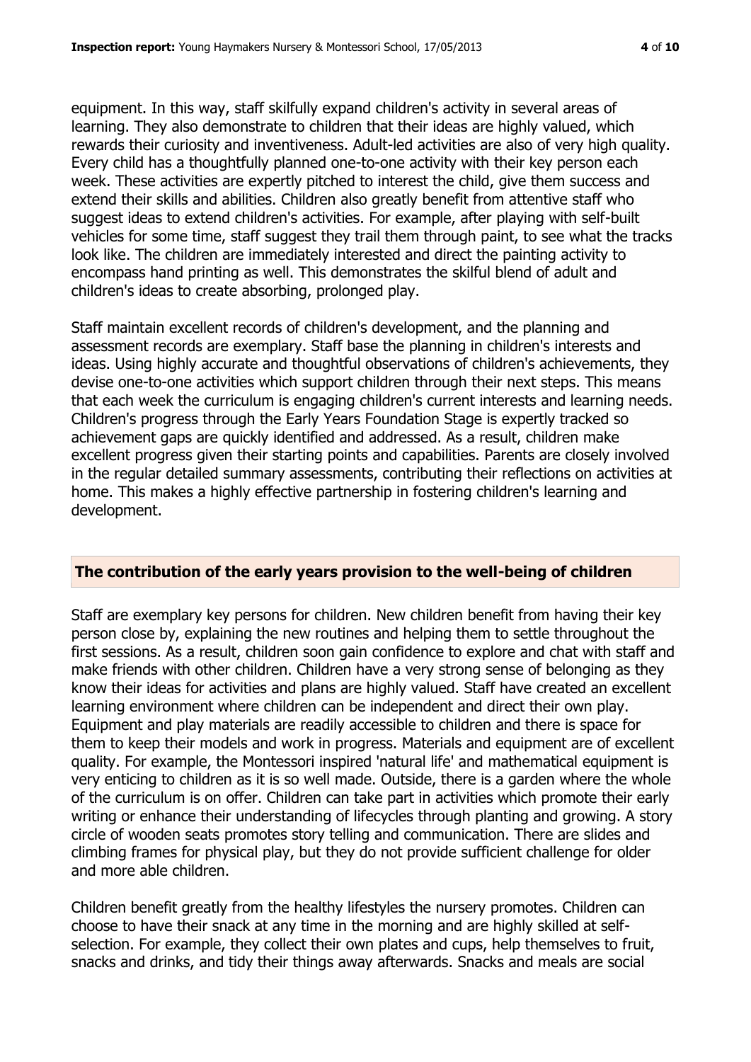equipment. In this way, staff skilfully expand children's activity in several areas of learning. They also demonstrate to children that their ideas are highly valued, which rewards their curiosity and inventiveness. Adult-led activities are also of very high quality. Every child has a thoughtfully planned one-to-one activity with their key person each week. These activities are expertly pitched to interest the child, give them success and extend their skills and abilities. Children also greatly benefit from attentive staff who suggest ideas to extend children's activities. For example, after playing with self-built vehicles for some time, staff suggest they trail them through paint, to see what the tracks look like. The children are immediately interested and direct the painting activity to encompass hand printing as well. This demonstrates the skilful blend of adult and children's ideas to create absorbing, prolonged play.

Staff maintain excellent records of children's development, and the planning and assessment records are exemplary. Staff base the planning in children's interests and ideas. Using highly accurate and thoughtful observations of children's achievements, they devise one-to-one activities which support children through their next steps. This means that each week the curriculum is engaging children's current interests and learning needs. Children's progress through the Early Years Foundation Stage is expertly tracked so achievement gaps are quickly identified and addressed. As a result, children make excellent progress given their starting points and capabilities. Parents are closely involved in the regular detailed summary assessments, contributing their reflections on activities at home. This makes a highly effective partnership in fostering children's learning and development.

## The contribution of the early years provision to the well-being of children

Staff are exemplary key persons for children. New children benefit from having their key person close by, explaining the new routines and helping them to settle throughout the first sessions. As a result, children soon gain confidence to explore and chat with staff and make friends with other children. Children have a very strong sense of belonging as they know their ideas for activities and plans are highly valued. Staff have created an excellent learning environment where children can be independent and direct their own play. Equipment and play materials are readily accessible to children and there is space for them to keep their models and work in progress. Materials and equipment are of excellent quality. For example, the Montessori inspired 'natural life' and mathematical equipment is very enticing to children as it is so well made. Outside, there is a garden where the whole of the curriculum is on offer. Children can take part in activities which promote their early writing or enhance their understanding of lifecycles through planting and growing. A story circle of wooden seats promotes story telling and communication. There are slides and climbing frames for physical play, but they do not provide sufficient challenge for older and more able children.

Children benefit greatly from the healthy lifestyles the nursery promotes. Children can choose to have their snack at any time in the morning and are highly skilled at self-selection. For example, they collect their own plates and cups, help themselves to fruit, snacks and drinks, and tidy their things away afterwards. Snacks and meals are social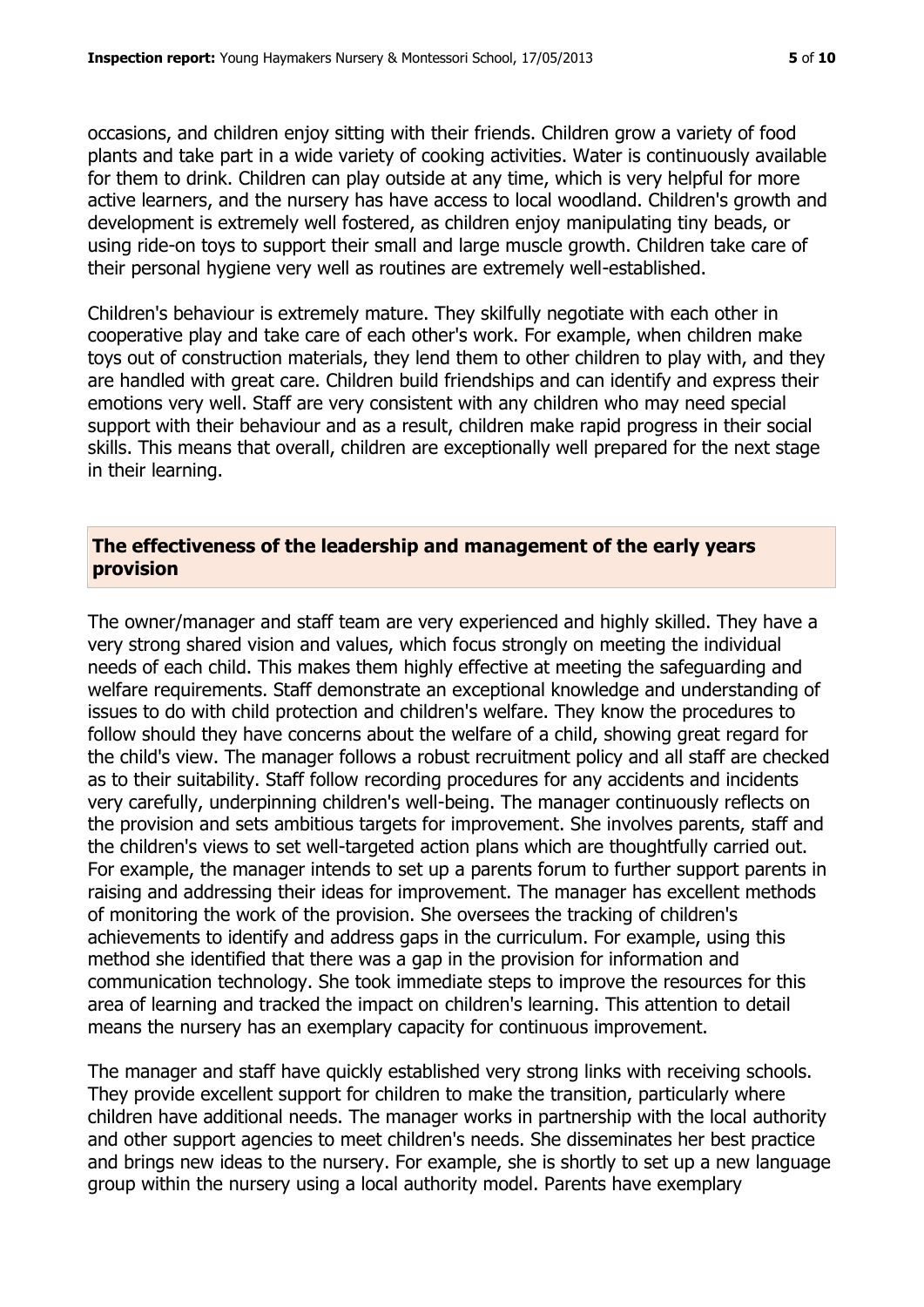occasions, and children enjoy sitting with their friends. Children grow a variety of food plants and take part in a wide variety of cooking activities. Water is continuously available for them to drink. Children can play outside at any time, which is very helpful for more active learners, and the nursery has have access to local woodland. Children's growth and development is extremely well fostered, as children enjoy manipulating tiny beads, or using ride-on toys to support their small and large muscle growth. Children take care of their personal hygiene very well as routines are extremely well-established.

Children's behaviour is extremely mature. They skilfully negotiate with each other in cooperative play and take care of each other's work. For example, when children make toys out of construction materials, they lend them to other children to play with, and they are handled with great care. Children build friendships and can identify and express their emotions very well. Staff are very consistent with any children who may need special support with their behaviour and as a result, children make rapid progress in their social skills. This means that overall, children are exceptionally well prepared for the next stage in their learning.

## The effectiveness of the leadership and management of the early years provision

The owner/manager and staff team are very experienced and highly skilled. They have a very strong shared vision and values, which focus strongly on meeting the individual needs of each child. This makes them highly effective at meeting the safeguarding and welfare requirements. Staff demonstrate an exceptional knowledge and understanding of issues to do with child protection and children's welfare. They know the procedures to follow should they have concerns about the welfare of a child, showing great regard for the child's view. The manager follows a robust recruitment policy and all staff are checked as to their suitability. Staff follow recording procedures for any accidents and incidents very carefully, underpinning children's well-being. The manager continuously reflects on the provision and sets ambitious targets for improvement. She involves parents, staff and the children's views to set well-targeted action plans which are thoughtfully carried out. For example, the manager intends to set up a parents forum to further support parents in raising and addressing their ideas for improvement. The manager has excellent methods of monitoring the work of the provision. She oversees the tracking of children's achievements to identify and address gaps in the curriculum. For example, using this method she identified that there was a gap in the provision for information and communication technology. She took immediate steps to improve the resources for this area of learning and tracked the impact on children's learning. This attention to detail means the nursery has an exemplary capacity for continuous improvement.

The manager and staff have quickly established very strong links with receiving schools. They provide excellent support for children to make the transition, particularly where children have additional needs. The manager works in partnership with the local authority and other support agencies to meet children's needs. She disseminates her best practice and brings new ideas to the nursery. For example, she is shortly to set up a new language group within the nursery using a local authority model. Parents have exemplary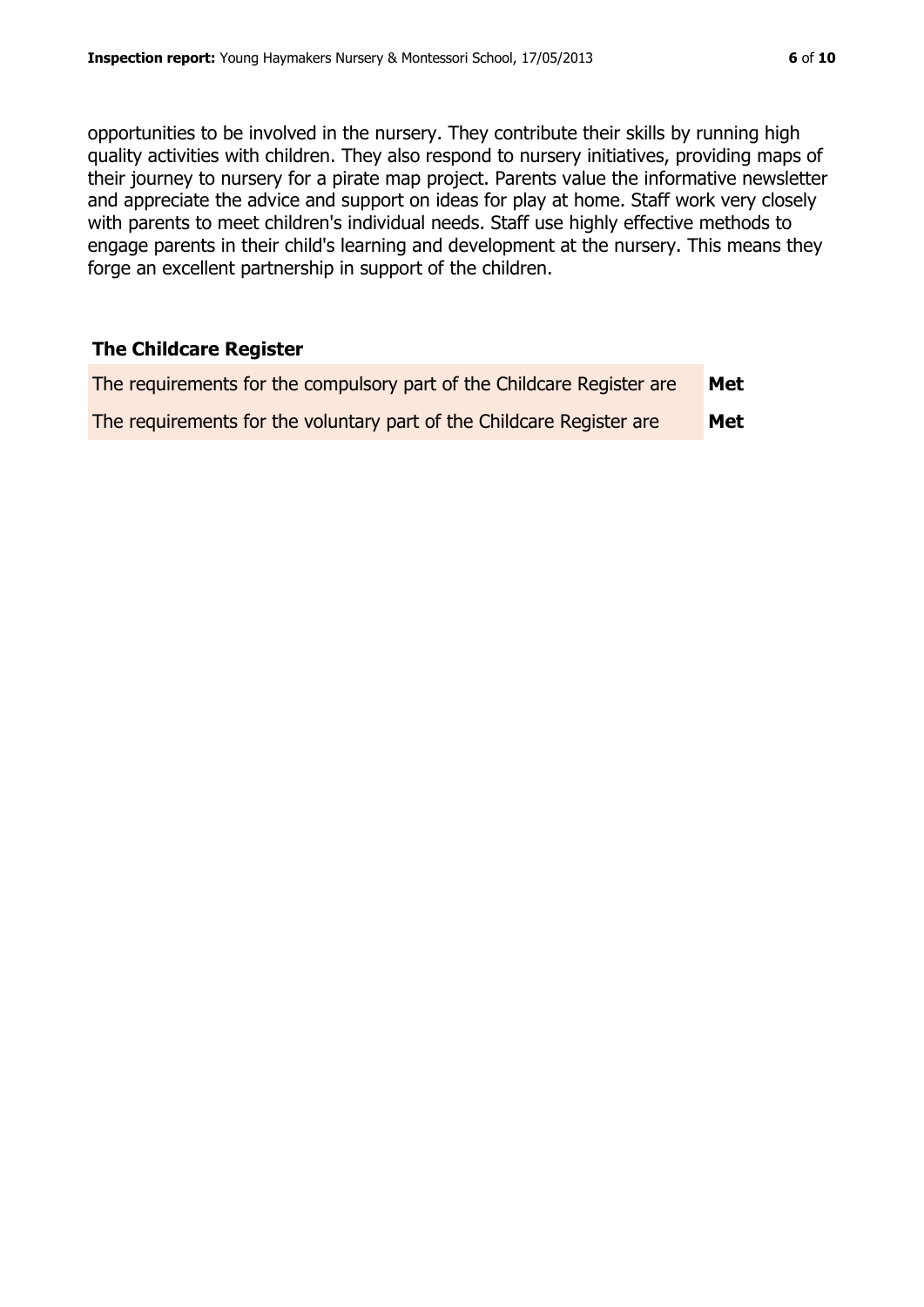opportunities to be involved in the nursery. They contribute their skills by running high quality activities with children. They also respond to nursery initiatives, providing maps of their journey to nursery for a pirate map project. Parents value the informative newsletter and appreciate the advice and support on ideas for play at home. Staff work very closely with parents to meet children's individual needs. Staff use highly effective methods to engage parents in their child's learning and development at the nursery. This means they forge an excellent partnership in support of the children.

## The Childcare Register

| | |
|---|---|
| The requirements for the compulsory part of the Childcare Register are | **Met** |
| The requirements for the voluntary part of the Childcare Register are | **Met** |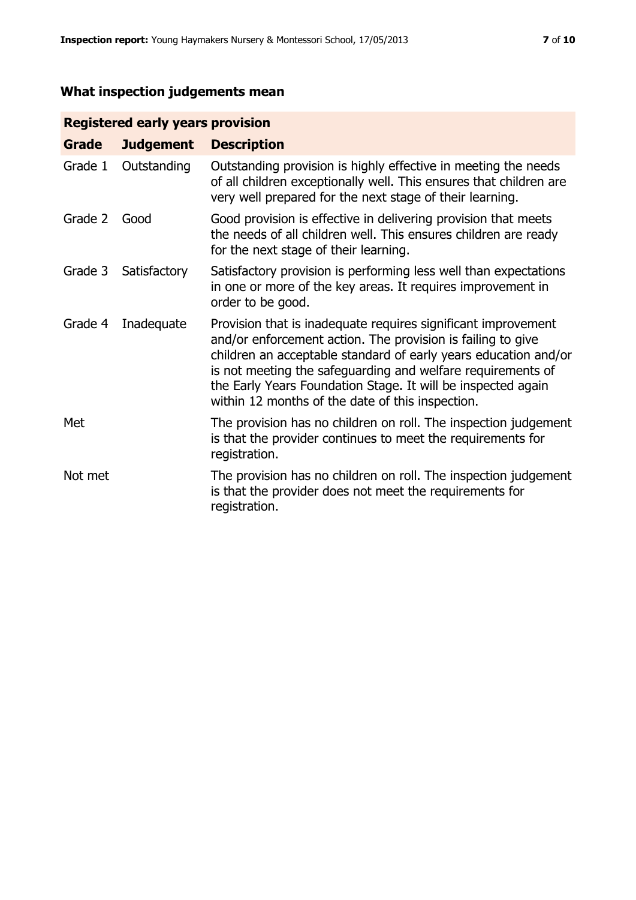## What inspection judgements mean

| Registered early years provision | | |
|---|---|---|
| **Grade** | **Judgement** | **Description** |
| Grade 1 | Outstanding | Outstanding provision is highly effective in meeting the needs of all children exceptionally well. This ensures that children are very well prepared for the next stage of their learning. |
| Grade 2 | Good | Good provision is effective in delivering provision that meets the needs of all children well. This ensures children are ready for the next stage of their learning. |
| Grade 3 | Satisfactory | Satisfactory provision is performing less well than expectations in one or more of the key areas. It requires improvement in order to be good. |
| Grade 4 | Inadequate | Provision that is inadequate requires significant improvement and/or enforcement action. The provision is failing to give children an acceptable standard of early years education and/or is not meeting the safeguarding and welfare requirements of the Early Years Foundation Stage. It will be inspected again within 12 months of the date of this inspection. |
| Met | | The provision has no children on roll. The inspection judgement is that the provider continues to meet the requirements for registration. |
| Not met | | The provision has no children on roll. The inspection judgement is that the provider does not meet the requirements for registration. |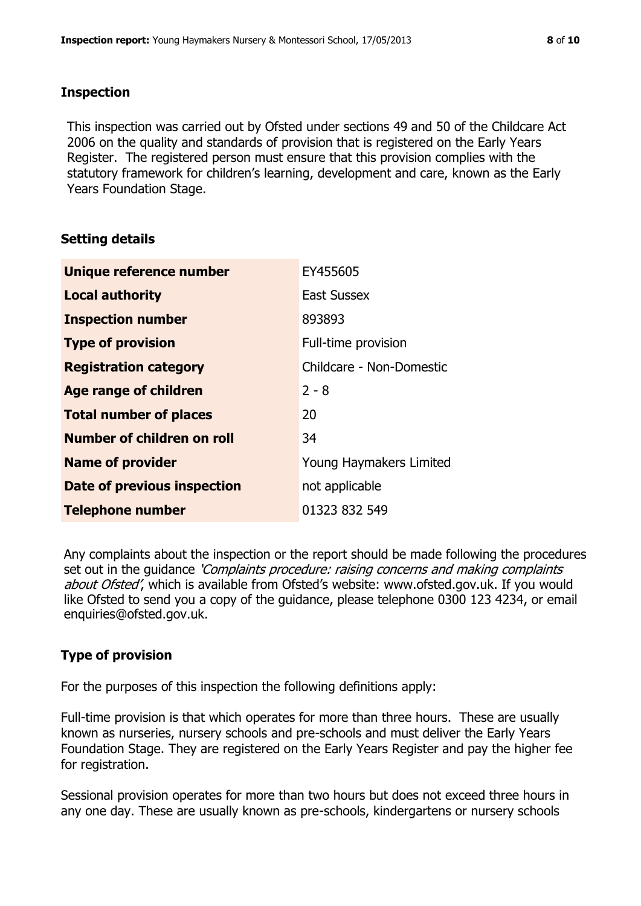## Inspection

This inspection was carried out by Ofsted under sections 49 and 50 of the Childcare Act 2006 on the quality and standards of provision that is registered on the Early Years Register. The registered person must ensure that this provision complies with the statutory framework for children's learning, development and care, known as the Early Years Foundation Stage.

## Setting details

| | |
|---|---|
| **Unique reference number** | EY455605 |
| **Local authority** | East Sussex |
| **Inspection number** | 893893 |
| **Type of provision** | Full-time provision |
| **Registration category** | Childcare - Non-Domestic |
| **Age range of children** | 2 - 8 |
| **Total number of places** | 20 |
| **Number of children on roll** | 34 |
| **Name of provider** | Young Haymakers Limited |
| **Date of previous inspection** | not applicable |
| **Telephone number** | 01323 832 549 |

Any complaints about the inspection or the report should be made following the procedures set out in the guidance *'Complaints procedure: raising concerns and making complaints about Ofsted'*, which is available from Ofsted's website: www.ofsted.gov.uk. If you would like Ofsted to send you a copy of the guidance, please telephone 0300 123 4234, or email enquiries@ofsted.gov.uk.

## Type of provision

For the purposes of this inspection the following definitions apply:

Full-time provision is that which operates for more than three hours. These are usually known as nurseries, nursery schools and pre-schools and must deliver the Early Years Foundation Stage. They are registered on the Early Years Register and pay the higher fee for registration.

Sessional provision operates for more than two hours but does not exceed three hours in any one day. These are usually known as pre-schools, kindergartens or nursery schools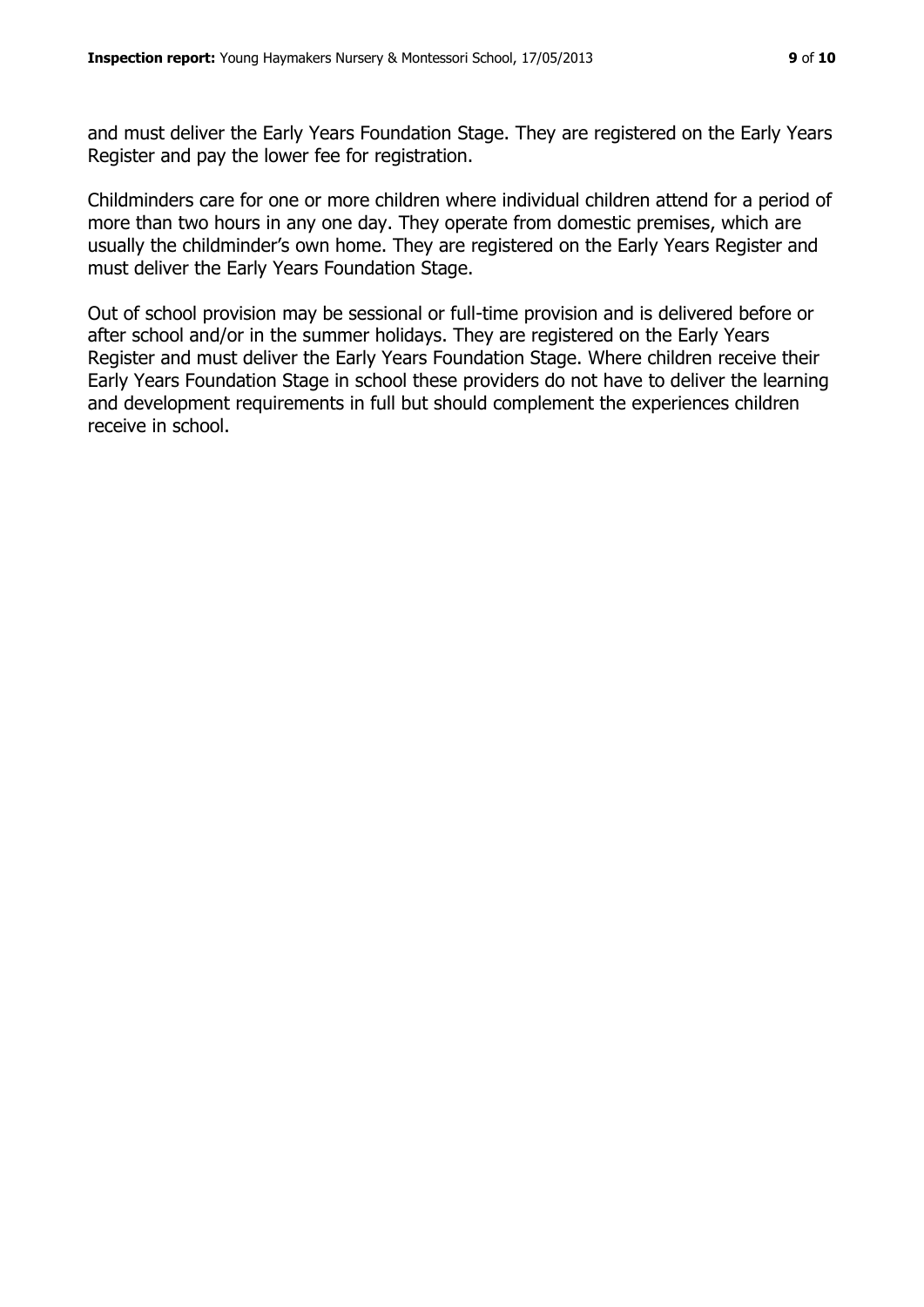and must deliver the Early Years Foundation Stage. They are registered on the Early Years Register and pay the lower fee for registration.

Childminders care for one or more children where individual children attend for a period of more than two hours in any one day. They operate from domestic premises, which are usually the childminder's own home. They are registered on the Early Years Register and must deliver the Early Years Foundation Stage.

Out of school provision may be sessional or full-time provision and is delivered before or after school and/or in the summer holidays. They are registered on the Early Years Register and must deliver the Early Years Foundation Stage. Where children receive their Early Years Foundation Stage in school these providers do not have to deliver the learning and development requirements in full but should complement the experiences children receive in school.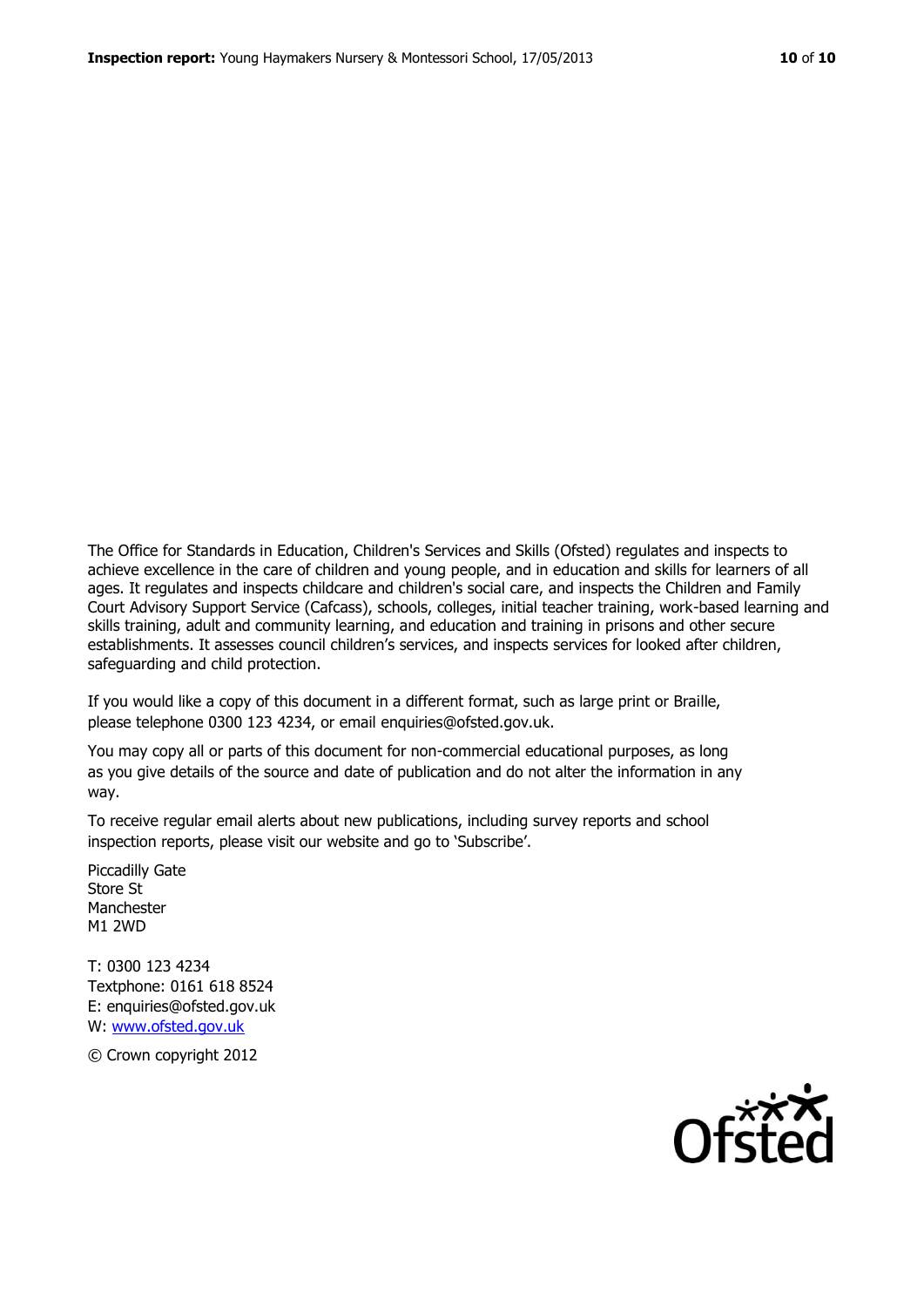The Office for Standards in Education, Children's Services and Skills (Ofsted) regulates and inspects to achieve excellence in the care of children and young people, and in education and skills for learners of all ages. It regulates and inspects childcare and children's social care, and inspects the Children and Family Court Advisory Support Service (Cafcass), schools, colleges, initial teacher training, work-based learning and skills training, adult and community learning, and education and training in prisons and other secure establishments. It assesses council children's services, and inspects services for looked after children, safeguarding and child protection.

If you would like a copy of this document in a different format, such as large print or Braille, please telephone 0300 123 4234, or email enquiries@ofsted.gov.uk.

You may copy all or parts of this document for non-commercial educational purposes, as long as you give details of the source and date of publication and do not alter the information in any way.

To receive regular email alerts about new publications, including survey reports and school inspection reports, please visit our website and go to 'Subscribe'.

Piccadilly Gate
Store St
Manchester
M1 2WD

T: 0300 123 4234
Textphone: 0161 618 8524
E: enquiries@ofsted.gov.uk
W: www.ofsted.gov.uk

© Crown copyright 2012

Ofsted